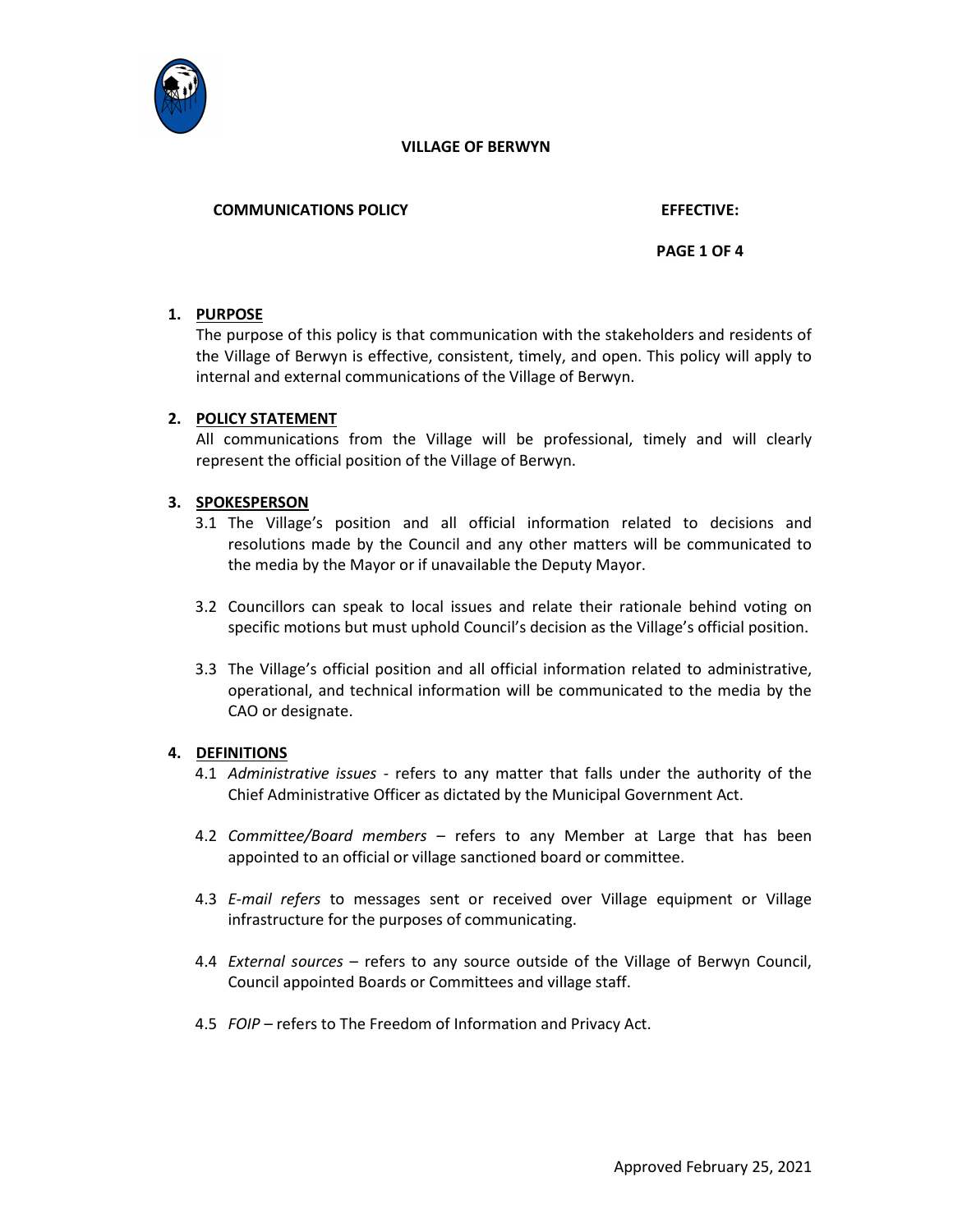**VILLAGE OF BERWYN**

**COMMUNICATIONS POLICY** **EFFECTIVE:**

## 1. PURPOSE

The purpose of this policy is that communication with the stakeholders and residents of the Village of Berwyn is effective, consistent, timely, and open. This policy will apply to internal and external communications of the Village of Berwyn.

## 2. POLICY STATEMENT

All communications from the Village will be professional, timely and will clearly represent the official position of the Village of Berwyn.

## 3. SPOKESPERSON

3.1 The Village's position and all official information related to decisions and resolutions made by the Council and any other matters will be communicated to the media by the Mayor or if unavailable the Deputy Mayor.

3.2 Councillors can speak to local issues and relate their rationale behind voting on specific motions but must uphold Council's decision as the Village's official position.

3.3 The Village's official position and all official information related to administrative, operational, and technical information will be communicated to the media by the CAO or designate.

## 4. DEFINITIONS

4.1 *Administrative issues* - refers to any matter that falls under the authority of the Chief Administrative Officer as dictated by the Municipal Government Act.

4.2 *Committee/Board members* – refers to any Member at Large that has been appointed to an official or village sanctioned board or committee.

4.3 *E-mail refers* to messages sent or received over Village equipment or Village infrastructure for the purposes of communicating.

4.4 *External sources* – refers to any source outside of the Village of Berwyn Council, Council appointed Boards or Committees and village staff.

4.5 *FOIP* – refers to The Freedom of Information and Privacy Act.

Approved February 25, 2021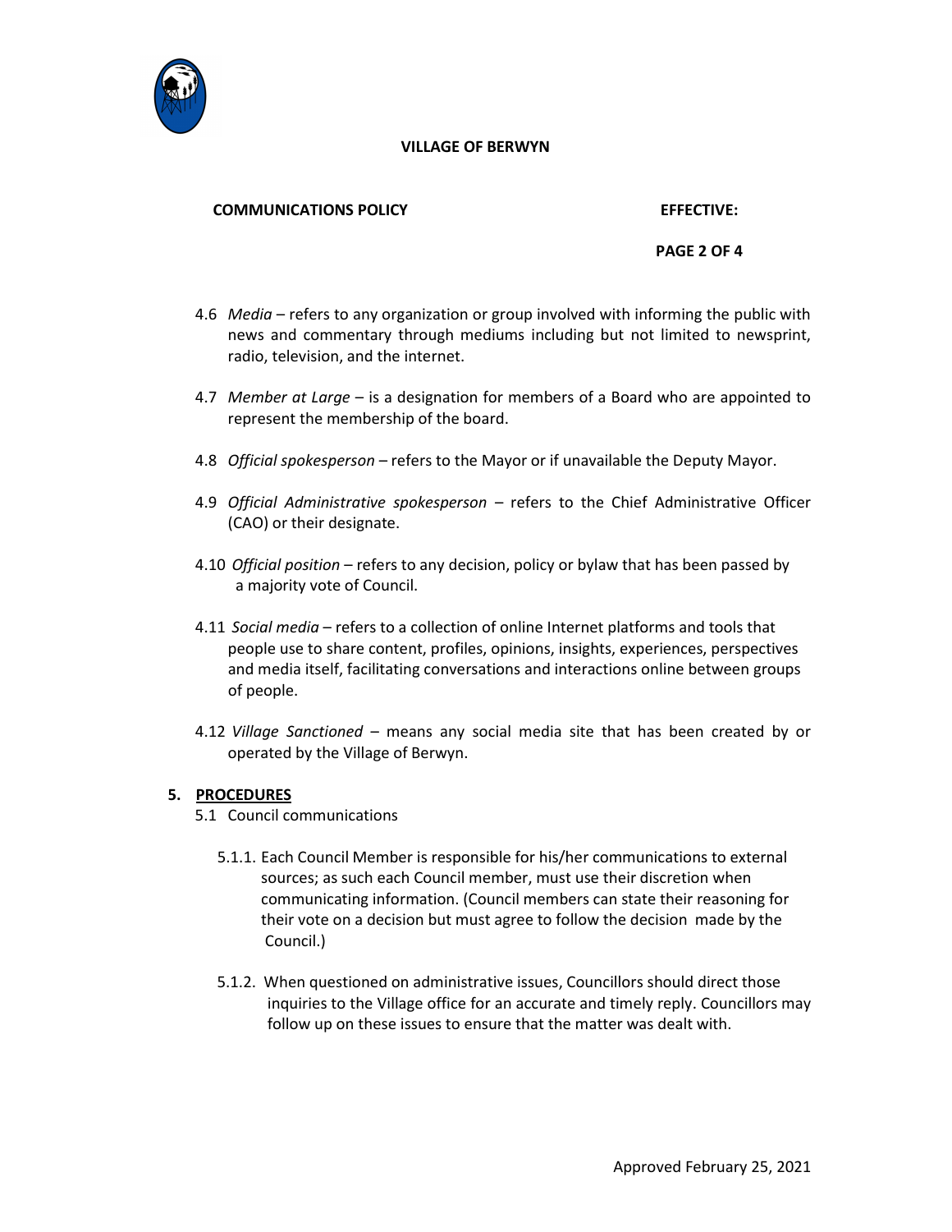4.6 *Media* – refers to any organization or group involved with informing the public with news and commentary through mediums including but not limited to newsprint, radio, television, and the internet.

4.7 *Member at Large* – is a designation for members of a Board who are appointed to represent the membership of the board.

4.8 *Official spokesperson* – refers to the Mayor or if unavailable the Deputy Mayor.

4.9 *Official Administrative spokesperson* – refers to the Chief Administrative Officer (CAO) or their designate.

4.10 *Official position* – refers to any decision, policy or bylaw that has been passed by a majority vote of Council.

4.11 *Social media* – refers to a collection of online Internet platforms and tools that people use to share content, profiles, opinions, insights, experiences, perspectives and media itself, facilitating conversations and interactions online between groups of people.

4.12 *Village Sanctioned* – means any social media site that has been created by or operated by the Village of Berwyn.

## 5. PROCEDURES

5.1 Council communications

5.1.1. Each Council Member is responsible for his/her communications to external sources; as such each Council member, must use their discretion when communicating information. (Council members can state their reasoning for their vote on a decision but must agree to follow the decision made by the Council.)

5.1.2. When questioned on administrative issues, Councillors should direct those inquiries to the Village office for an accurate and timely reply. Councillors may follow up on these issues to ensure that the matter was dealt with.

Approved February 25, 2021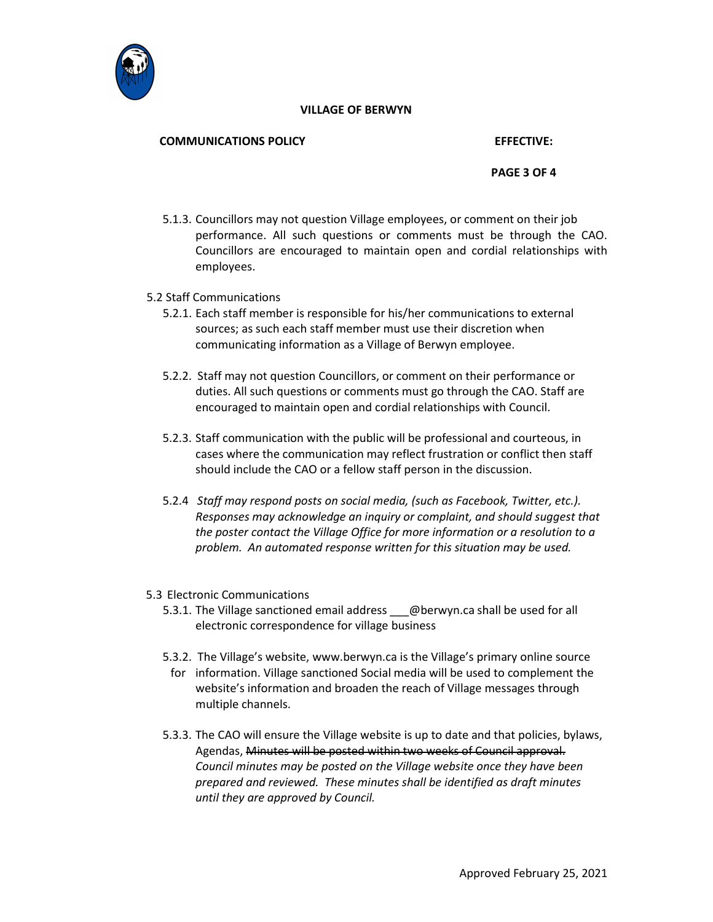5.1.3. Councillors may not question Village employees, or comment on their job performance. All such questions or comments must be through the CAO. Councillors are encouraged to maintain open and cordial relationships with employees.

5.2 Staff Communications

5.2.1. Each staff member is responsible for his/her communications to external sources; as such each staff member must use their discretion when communicating information as a Village of Berwyn employee.

5.2.2. Staff may not question Councillors, or comment on their performance or duties. All such questions or comments must go through the CAO. Staff are encouraged to maintain open and cordial relationships with Council.

5.2.3. Staff communication with the public will be professional and courteous, in cases where the communication may reflect frustration or conflict then staff should include the CAO or a fellow staff person in the discussion.

5.2.4 *Staff may respond posts on social media, (such as Facebook, Twitter, etc.). Responses may acknowledge an inquiry or complaint, and should suggest that the poster contact the Village Office for more information or a resolution to a problem. An automated response written for this situation may be used.*

5.3 Electronic Communications

5.3.1. The Village sanctioned email address ___@berwyn.ca shall be used for all electronic correspondence for village business

5.3.2. The Village's website, www.berwyn.ca is the Village's primary online source for information. Village sanctioned Social media will be used to complement the website's information and broaden the reach of Village messages through multiple channels.

5.3.3. The CAO will ensure the Village website is up to date and that policies, bylaws, Agendas, ~~Minutes will be posted within two weeks of Council approval.~~ *Council minutes may be posted on the Village website once they have been prepared and reviewed. These minutes shall be identified as draft minutes until they are approved by Council.*

Approved February 25, 2021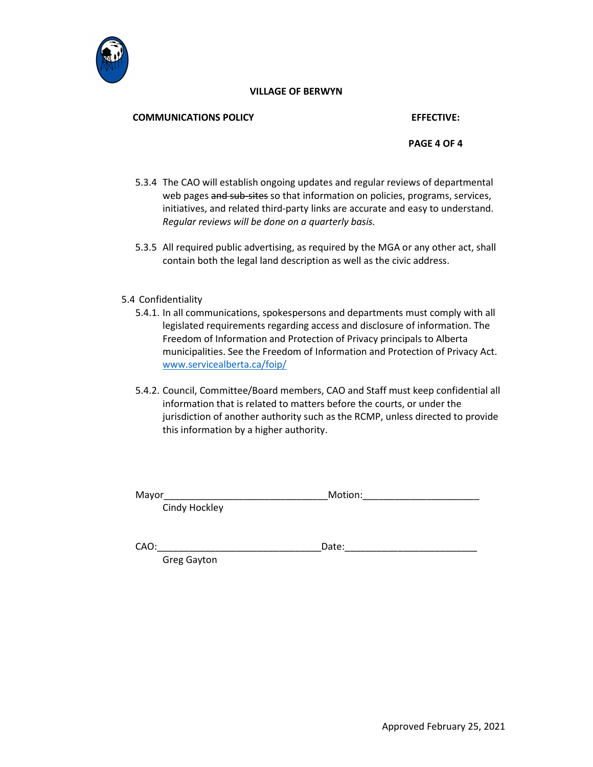5.3.4 The CAO will establish ongoing updates and regular reviews of departmental web pages ~~and sub-sites~~ so that information on policies, programs, services, initiatives, and related third-party links are accurate and easy to understand. *Regular reviews will be done on a quarterly basis.*

5.3.5 All required public advertising, as required by the MGA or any other act, shall contain both the legal land description as well as the civic address.

5.4 Confidentiality

5.4.1. In all communications, spokespersons and departments must comply with all legislated requirements regarding access and disclosure of information. The Freedom of Information and Protection of Privacy principals to Alberta municipalities. See the Freedom of Information and Protection of Privacy Act. [www.servicealberta.ca/foip/](www.servicealberta.ca/foip/)

5.4.2. Council, Committee/Board members, CAO and Staff must keep confidential all information that is related to matters before the courts, or under the jurisdiction of another authority such as the RCMP, unless directed to provide this information by a higher authority.

Mayor______________________________Motion:_____________________
Cindy Hockley

CAO:______________________________Date:________________________
Greg Gayton

Approved February 25, 2021